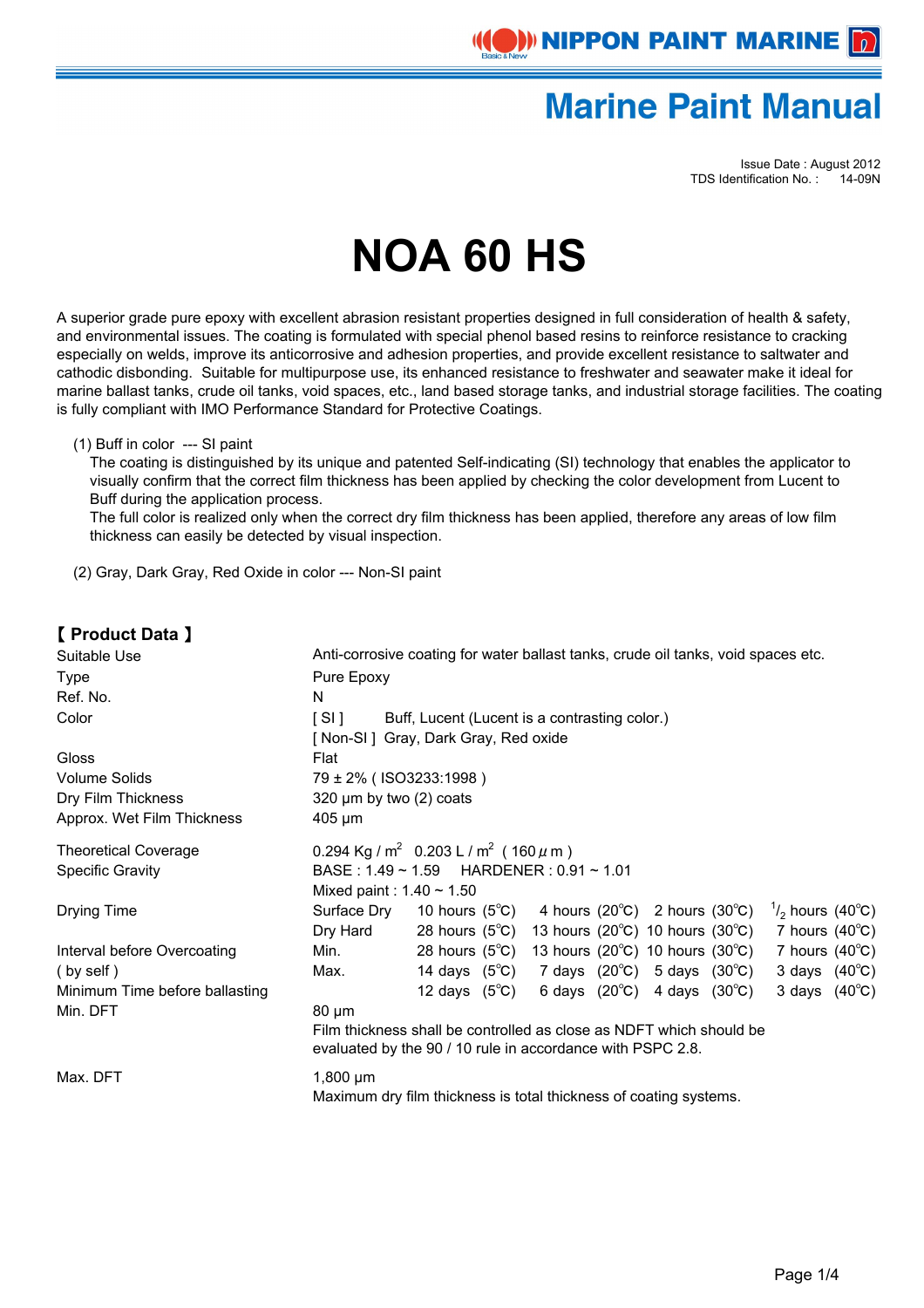# Marine Paint Manual

Issue Date : August 2012
TDS Identification No. : 14-09N

# NOA 60 HS

A superior grade pure epoxy with excellent abrasion resistant properties designed in full consideration of health & safety, and environmental issues. The coating is formulated with special phenol based resins to reinforce resistance to cracking especially on welds, improve its anticorrosive and adhesion properties, and provide excellent resistance to saltwater and cathodic disbonding. Suitable for multipurpose use, its enhanced resistance to freshwater and seawater make it ideal for marine ballast tanks, crude oil tanks, void spaces, etc., land based storage tanks, and industrial storage facilities. The coating is fully compliant with IMO Performance Standard for Protective Coatings.

(1) Buff in color --- SI paint
The coating is distinguished by its unique and patented Self-indicating (SI) technology that enables the applicator to visually confirm that the correct film thickness has been applied by checking the color development from Lucent to Buff during the application process.
The full color is realized only when the correct dry film thickness has been applied, therefore any areas of low film thickness can easily be detected by visual inspection.

(2) Gray, Dark Gray, Red Oxide in color --- Non-SI paint

## 【 Product Data 】

| | |
|---|---|
| Suitable Use | Anti-corrosive coating for water ballast tanks, crude oil tanks, void spaces etc. |
| Type | Pure Epoxy |
| Ref. No. | N |
| Color | [ SI ] Buff, Lucent (Lucent is a contrasting color.)<br>[ Non-SI ] Gray, Dark Gray, Red oxide |
| Gloss | Flat |
| Volume Solids | 79 ± 2% ( ISO3233:1998 ) |
| Dry Film Thickness | 320 μm by two (2) coats |
| Approx. Wet Film Thickness | 405 μm |
| Theoretical Coverage | 0.294 Kg / m² 0.203 L / m² ( 160 μm ) |
| Specific Gravity | BASE : 1.49 ~ 1.59 HARDENER : 0.91 ~ 1.01<br>Mixed paint : 1.40 ~ 1.50 |

| | | 5°C | 20°C | 30°C | 40°C |
|---|---|---|---|---|---|
| Drying Time | Surface Dry | 10 hours | 4 hours | 2 hours | 1/2 hours |
| | Dry Hard | 28 hours | 13 hours | 10 hours | 7 hours |
| Interval before Overcoating ( by self ) | Min. | 28 hours | 13 hours | 10 hours | 7 hours |
| | Max. | 14 days | 7 days | 5 days | 3 days |
| Minimum Time before ballasting | | 12 days | 6 days | 4 days | 3 days |

| | |
|---|---|
| Min. DFT | 80 μm<br>Film thickness shall be controlled as close as NDFT which should be evaluated by the 90 / 10 rule in accordance with PSPC 2.8. |
| Max. DFT | 1,800 μm<br>Maximum dry film thickness is total thickness of coating systems. |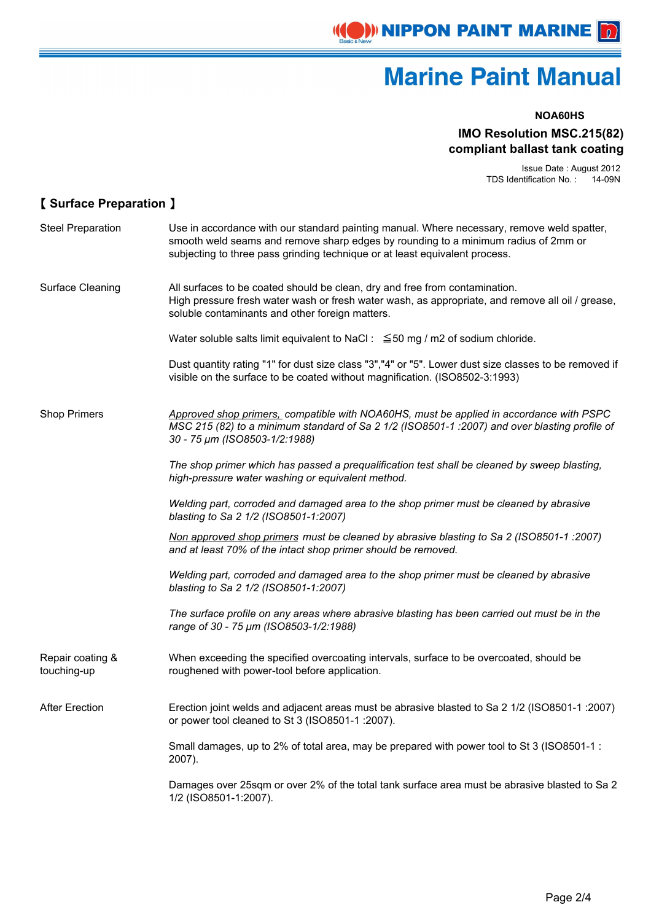# Marine Paint Manual

**NOA60HS**

**IMO Resolution MSC.215(82) compliant ballast tank coating**

Issue Date : August 2012
TDS Identification No. : 14-09N

## 【 Surface Preparation 】

| | |
|---|---|
| Steel Preparation | Use in accordance with our standard painting manual. Where necessary, remove weld spatter, smooth weld seams and remove sharp edges by rounding to a minimum radius of 2mm or subjecting to three pass grinding technique or at least equivalent process. |
| Surface Cleaning | All surfaces to be coated should be clean, dry and free from contamination. High pressure fresh water wash or fresh water wash, as appropriate, and remove all oil / grease, soluble contaminants and other foreign matters.<br><br>Water soluble salts limit equivalent to NaCl : ≦50 mg / m2 of sodium chloride.<br><br>Dust quantity rating "1" for dust size class "3","4" or "5". Lower dust size classes to be removed if visible on the surface to be coated without magnification. (ISO8502-3:1993) |
| Shop Primers | *<u>Approved shop primers,</u> compatible with NOA60HS, must be applied in accordance with PSPC MSC 215 (82) to a minimum standard of Sa 2 1/2 (ISO8501-1 :2007) and over blasting profile of 30 - 75 µm (ISO8503-1/2:1988)*<br><br>*The shop primer which has passed a prequalification test shall be cleaned by sweep blasting, high-pressure water washing or equivalent method.*<br><br>*Welding part, corroded and damaged area to the shop primer must be cleaned by abrasive blasting to Sa 2 1/2 (ISO8501-1:2007)*<br><br>*<u>Non approved shop primers</u> must be cleaned by abrasive blasting to Sa 2 (ISO8501-1 :2007) and at least 70% of the intact shop primer should be removed.*<br><br>*Welding part, corroded and damaged area to the shop primer must be cleaned by abrasive blasting to Sa 2 1/2 (ISO8501-1:2007)*<br><br>*The surface profile on any areas where abrasive blasting has been carried out must be in the range of 30 - 75 µm (ISO8503-1/2:1988)* |
| Repair coating & touching-up | When exceeding the specified overcoating intervals, surface to be overcoated, should be roughened with power-tool before application. |
| After Erection | Erection joint welds and adjacent areas must be abrasive blasted to Sa 2 1/2 (ISO8501-1 :2007) or power tool cleaned to St 3 (ISO8501-1 :2007).<br><br>Small damages, up to 2% of total area, may be prepared with power tool to St 3 (ISO8501-1 : 2007).<br><br>Damages over 25sqm or over 2% of the total tank surface area must be abrasive blasted to Sa 2 1/2 (ISO8501-1:2007). |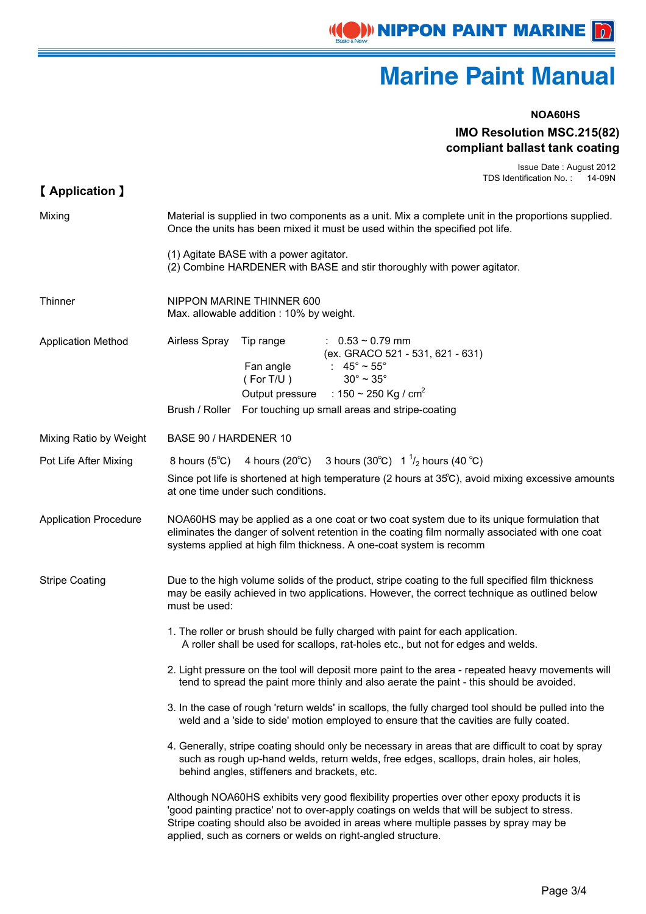# Marine Paint Manual

**NOA60HS**

**IMO Resolution MSC.215(82) compliant ballast tank coating**

Issue Date : August 2012
TDS Identification No. : 14-09N

## 【 Application 】

**Mixing**

Material is supplied in two components as a unit. Mix a complete unit in the proportions supplied. Once the units has been mixed it must be used within the specified pot life.

(1) Agitate BASE with a power agitator.
(2) Combine HARDENER with BASE and stir thoroughly with power agitator.

**Thinner**

NIPPON MARINE THINNER 600
Max. allowable addition : 10% by weight.

**Application Method**

| | | |
|---|---|---|
| Airless Spray | Tip range | : 0.53 ~ 0.79 mm (ex. GRACO 521 - 531, 621 - 631) |
| | Fan angle | : 45° ~ 55° |
| | ( For T/U ) | 30° ~ 35° |
| | Output pressure | : 150 ~ 250 Kg / cm$^2$ |
| Brush / Roller | For touching up small areas and stripe-coating | |

**Mixing Ratio by Weight**

BASE 90 / HARDENER 10

**Pot Life After Mixing**

8 hours (5℃) 4 hours (20℃) 3 hours (30℃) 1 $^1/_2$ hours (40 ℃)

Since pot life is shortened at high temperature (2 hours at 35℃), avoid mixing excessive amounts at one time under such conditions.

**Application Procedure**

NOA60HS may be applied as a one coat or two coat system due to its unique formulation that eliminates the danger of solvent retention in the coating film normally associated with one coat systems applied at high film thickness. A one-coat system is recomm

**Stripe Coating**

Due to the high volume solids of the product, stripe coating to the full specified film thickness may be easily achieved in two applications. However, the correct technique as outlined below must be used:

1. The roller or brush should be fully charged with paint for each application.
   A roller shall be used for scallops, rat-holes etc., but not for edges and welds.

2. Light pressure on the tool will deposit more paint to the area - repeated heavy movements will tend to spread the paint more thinly and also aerate the paint - this should be avoided.

3. In the case of rough 'return welds' in scallops, the fully charged tool should be pulled into the weld and a 'side to side' motion employed to ensure that the cavities are fully coated.

4. Generally, stripe coating should only be necessary in areas that are difficult to coat by spray such as rough up-hand welds, return welds, free edges, scallops, drain holes, air holes, behind angles, stiffeners and brackets, etc.

Although NOA60HS exhibits very good flexibility properties over other epoxy products it is 'good painting practice' not to over-apply coatings on welds that will be subject to stress. Stripe coating should also be avoided in areas where multiple passes by spray may be applied, such as corners or welds on right-angled structure.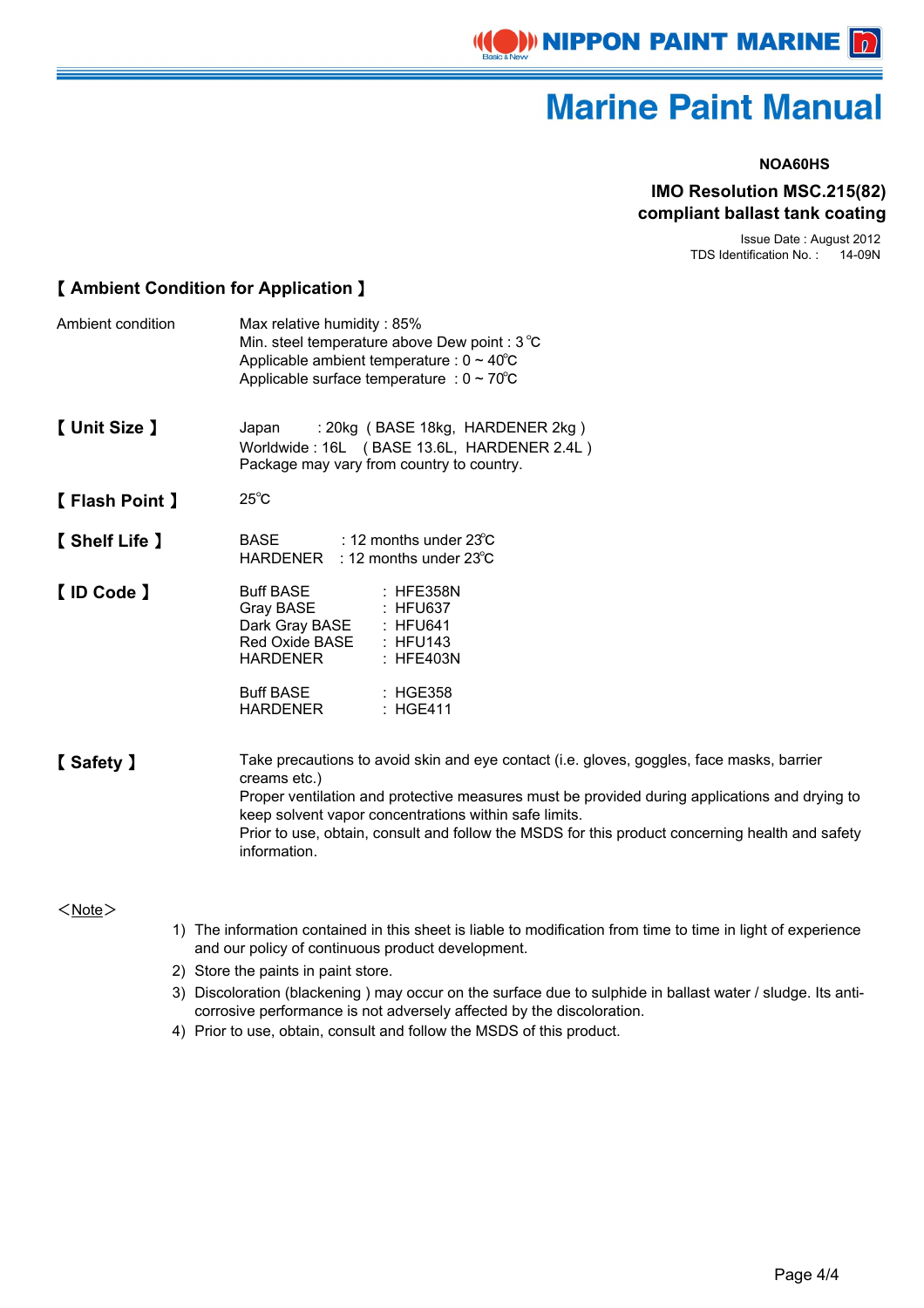# Marine Paint Manual

**NOA60HS**

**IMO Resolution MSC.215(82) compliant ballast tank coating**

Issue Date : August 2012
TDS Identification No. : 14-09N

## 【 Ambient Condition for Application 】

| | |
|---|---|
| Ambient condition | Max relative humidity : 85%<br>Min. steel temperature above Dew point : 3 ℃<br>Applicable ambient temperature : 0 ~ 40℃<br>Applicable surface temperature : 0 ~ 70℃ |

## 【 Unit Size 】

Japan : 20kg ( BASE 18kg, HARDENER 2kg )
Worldwide : 16L ( BASE 13.6L, HARDENER 2.4L )
Package may vary from country to country.

## 【 Flash Point 】

25℃

## 【 Shelf Life 】

BASE : 12 months under 23℃
HARDENER : 12 months under 23℃

## 【 ID Code 】

| | |
|---|---|
| Buff BASE | HFE358N |
| Gray BASE | HFU637 |
| Dark Gray BASE | HFU641 |
| Red Oxide BASE | HFU143 |
| HARDENER | HFE403N |

| | |
|---|---|
| Buff BASE | HGE358 |
| HARDENER | HGE411 |

## 【 Safety 】

Take precautions to avoid skin and eye contact (i.e. gloves, goggles, face masks, barrier creams etc.)
Proper ventilation and protective measures must be provided during applications and drying to keep solvent vapor concentrations within safe limits.
Prior to use, obtain, consult and follow the MSDS for this product concerning health and safety information.

<Note>

1) The information contained in this sheet is liable to modification from time to time in light of experience and our policy of continuous product development.
2) Store the paints in paint store.
3) Discoloration (blackening ) may occur on the surface due to sulphide in ballast water / sludge. Its anti-corrosive performance is not adversely affected by the discoloration.
4) Prior to use, obtain, consult and follow the MSDS of this product.